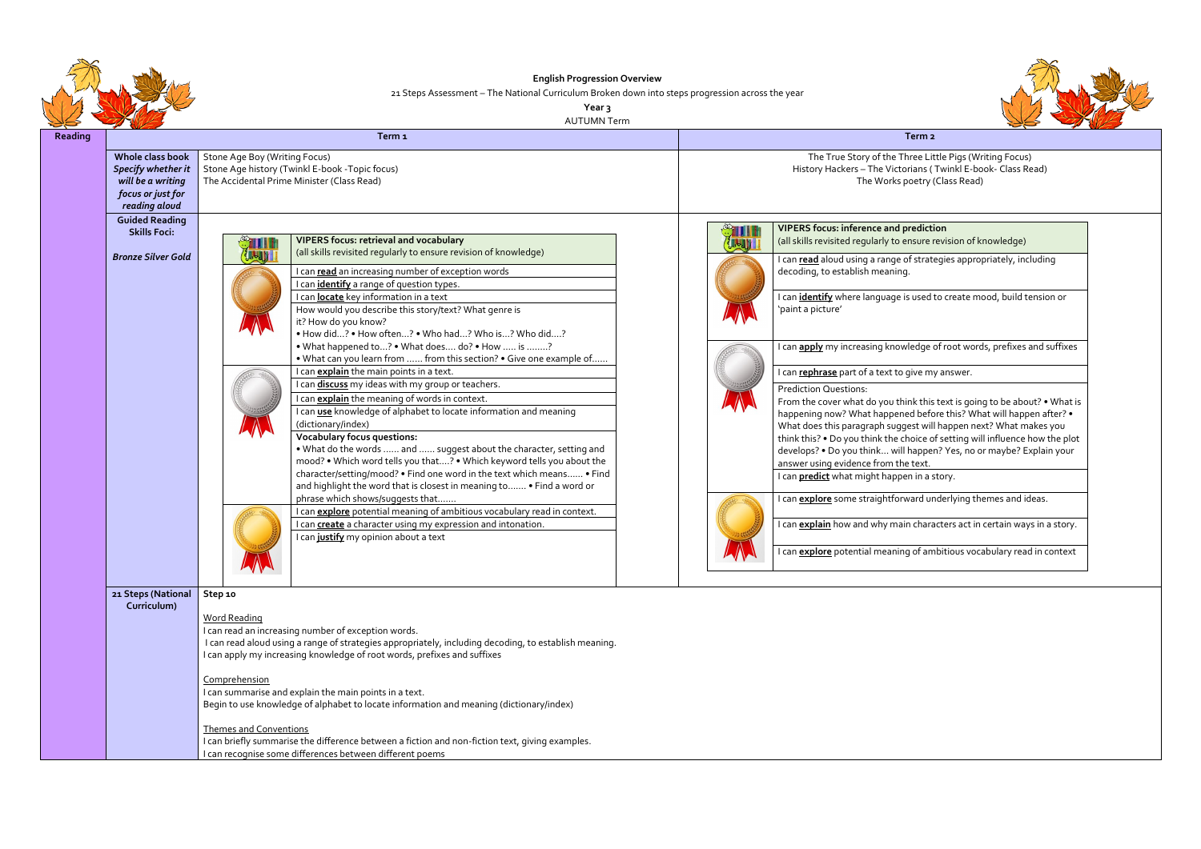**English Progression Overview**

21 Steps Assessment – The National Curriculum Broken down into steps progression across the year

**Year 3**

AUTUMN Term

| Reading | | Term 1 | Term 2 |
|---|---|---|---|
| | **Whole class book** *Specify whether it will be a writing focus or just for reading aloud* | Stone Age Boy (Writing Focus)<br>Stone Age history (Twinkl E-book -Topic focus)<br>The Accidental Prime Minister (Class Read) | The True Story of the Three Little Pigs (Writing Focus)<br>History Hackers – The Victorians ( Twinkl E-book- Class Read)<br>The Works poetry (Class Read) |
| | **Guided Reading Skills Foci:**<br><br>***Bronze Silver Gold*** | **VIPERS focus: retrieval and vocabulary**<br>(all skills revisited regularly to ensure revision of knowledge)<br><br>**Bronze:**<br>I can **read** an increasing number of exception words<br>I can **identify** a range of question types.<br>I can **locate** key information in a text<br>How would you describe this story/text? What genre is it? How do you know?<br>• How did…? • How often…? • Who had…? Who is…? Who did….?<br>• What happened to…? • What does…. do? • How ….. is ……..?<br>• What can you learn from …… from this section? • Give one example of……<br><br>**Silver:**<br>I can **explain** the main points in a text.<br>I can **discuss** my ideas with my group or teachers.<br>I can **explain** the meaning of words in context.<br>I can **use** knowledge of alphabet to locate information and meaning (dictionary/index)<br>**Vocabulary focus questions:**<br>• What do the words …… and …… suggest about the character, setting and mood? • Which word tells you that….? • Which keyword tells you about the character/setting/mood? • Find one word in the text which means…… • Find and highlight the word that is closest in meaning to……. • Find a word or phrase which shows/suggests that…….<br><br>**Gold:**<br>I can **explore** potential meaning of ambitious vocabulary read in context.<br>I can **create** a character using my expression and intonation.<br>I can **justify** my opinion about a text | **VIPERS focus: inference and prediction**<br>(all skills revisited regularly to ensure revision of knowledge)<br><br>**Bronze:**<br>I can **read** aloud using a range of strategies appropriately, including decoding, to establish meaning.<br>I can **identify** where language is used to create mood, build tension or 'paint a picture'<br><br>**Silver:**<br>I can **apply** my increasing knowledge of root words, prefixes and suffixes<br>I can **rephrase** part of a text to give my answer.<br>Prediction Questions:<br>From the cover what do you think this text is going to be about? • What is happening now? What happened before this? What will happen after? • What does this paragraph suggest will happen next? What makes you think this? • Do you think the choice of setting will influence how the plot develops? • Do you think… will happen? Yes, no or maybe? Explain your answer using evidence from the text.<br>I can **predict** what might happen in a story.<br><br>**Gold:**<br>I can **explore** some straightforward underlying themes and ideas.<br>I can **explain** how and why main characters act in certain ways in a story.<br>I can **explore** potential meaning of ambitious vocabulary read in context |
| | **21 Steps (National Curriculum)** | **Step 10**<br><br><u>Word Reading</u><br>I can read an increasing number of exception words.<br>I can read aloud using a range of strategies appropriately, including decoding, to establish meaning.<br>I can apply my increasing knowledge of root words, prefixes and suffixes<br><br><u>Comprehension</u><br>I can summarise and explain the main points in a text.<br>Begin to use knowledge of alphabet to locate information and meaning (dictionary/index)<br><br><u>Themes and Conventions</u><br>I can briefly summarise the difference between a fiction and non-fiction text, giving examples.<br>I can recognise some differences between different poems | |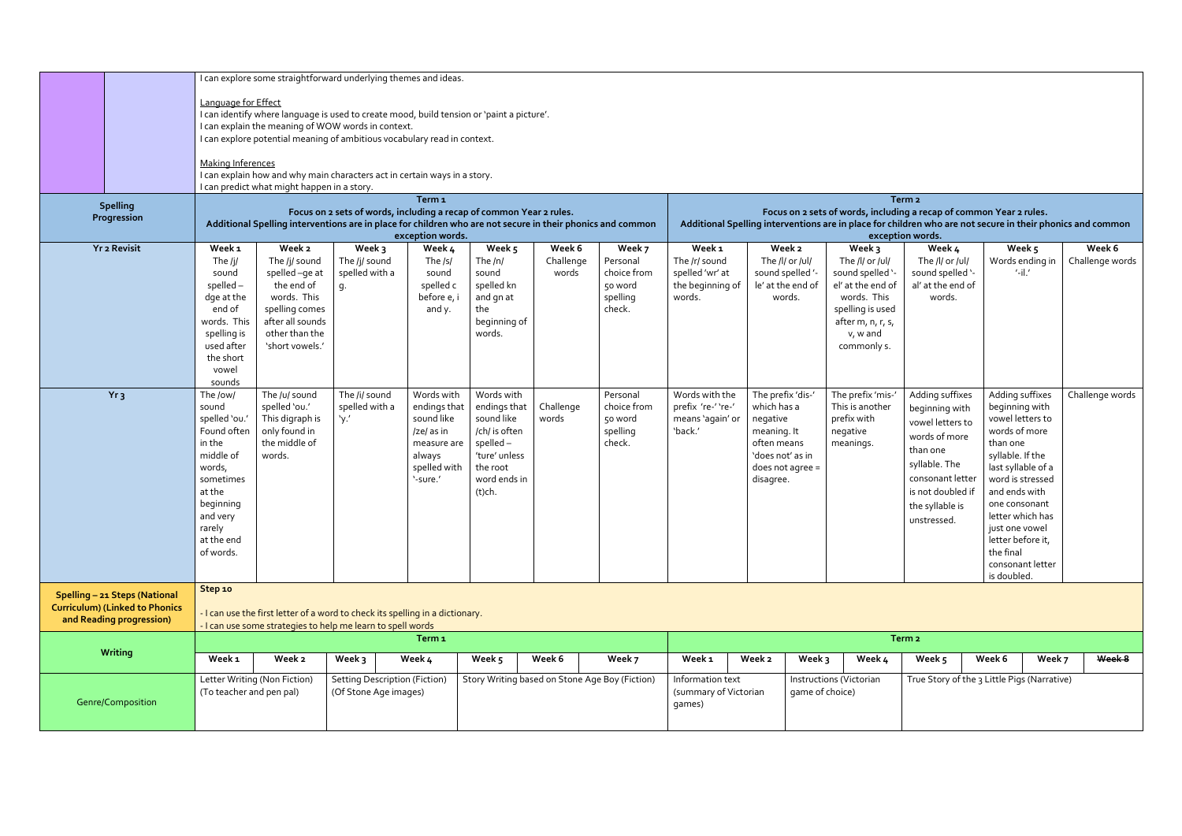| | | |
|---|---|---|
| | | I can explore some straightforward underlying themes and ideas.<br><br>Language for Effect<br>I can identify where language is used to create mood, build tension or 'paint a picture'.<br>I can explain the meaning of WOW words in context.<br>I can explore potential meaning of ambitious vocabulary read in context.<br><br>Making Inferences<br>I can explain how and why main characters act in certain ways in a story.<br>I can predict what might happen in a story. |

| **Spelling Progression** | **Term 1**<br>**Focus on 2 sets of words, including a recap of common Year 2 rules.**<br>**Additional Spelling interventions are in place for children who are not secure in their phonics and common exception words.** | | | | | | | **Term 2**<br>**Focus on 2 sets of words, including a recap of common Year 2 rules.**<br>**Additional Spelling interventions are in place for children who are not secure in their phonics and common exception words.** | | | | | |
|---|---|---|---|---|---|---|---|---|---|---|---|---|---|
| **Yr 2 Revisit** | **Week 1**<br>The /j/ sound spelled – dge at the end of words. This spelling is used after the short vowel sounds | **Week 2**<br>The /j/ sound spelled –ge at the end of words. This spelling comes after all sounds other than the 'short vowels.' | **Week 3**<br>The /j/ sound spelled with a g. | **Week 4**<br>The /s/ sound spelled c before e, i and y. | **Week 5**<br>The /n/ sound spelled kn and gn at the beginning of words. | **Week 6**<br>Challenge words | **Week 7**<br>Personal choice from 50 word spelling check. | **Week 1**<br>The /r/ sound spelled 'wr' at the beginning of words. | **Week 2**<br>The /l/ or /ul/ sound spelled '-le' at the end of words. | **Week 3**<br>The /l/ or /ul/ sound spelled '-el' at the end of words. This spelling is used after m, n, r, s, v, w and commonly s. | **Week 4**<br>The /l/ or /ul/ sound spelled '-al' at the end of words. | **Week 5**<br>Words ending in '-il.' | **Week 6**<br>Challenge words |
| **Yr 3** | The /ow/ sound spelled 'ou.' Found often in the middle of words, sometimes at the beginning and very rarely at the end of words. | The /u/ sound spelled 'ou.' This digraph is only found in the middle of words. | The /i/ sound spelled with a 'y.' | Words with endings that sound like /ze/ as in measure are always spelled with '-sure.' | Words with endings that sound like /ch/ is often spelled – 'ture' unless the root word ends in (t)ch. | Challenge words | Personal choice from 50 word spelling check. | Words with the prefix 're-' 're-' means 'again' or 'back.' | The prefix 'dis-' which has a negative meaning. It often means 'does not' as in does not agree = disagree. | The prefix 'mis-' This is another prefix with negative meanings. | Adding suffixes beginning with vowel letters to words of more than one syllable. The consonant letter is not doubled if the syllable is unstressed. | Adding suffixes beginning with vowel letters to words of more than one syllable. If the last syllable of a word is stressed and ends with one consonant letter which has just one vowel letter before it, the final consonant letter is doubled. | Challenge words |
| **Spelling – 21 Steps (National Curriculum) (Linked to Phonics and Reading progression)** | **Step 10**<br><br>- I can use the first letter of a word to check its spelling in a dictionary.<br>- I can use some strategies to help me learn to spell words | | | | | | | | | | | | |

| **Writing** | **Term 1** | | | | | | | **Term 2** | | | | | | | |
|---|---|---|---|---|---|---|---|---|---|---|---|---|---|---|---|
| | **Week 1** | **Week 2** | **Week 3** | **Week 4** | **Week 5** | **Week 6** | **Week 7** | **Week 1** | **Week 2** | **Week 3** | **Week 4** | **Week 5** | **Week 6** | **Week 7** | ~~**Week 8**~~ |
| Genre/Composition | Letter Writing (Non Fiction) (To teacher and pen pal) | | Setting Description (Fiction) (Of Stone Age images) | | Story Writing based on Stone Age Boy (Fiction) | | | Information text (summary of Victorian games) | | Instructions (Victorian game of choice) | | True Story of the 3 Little Pigs (Narrative) | | | |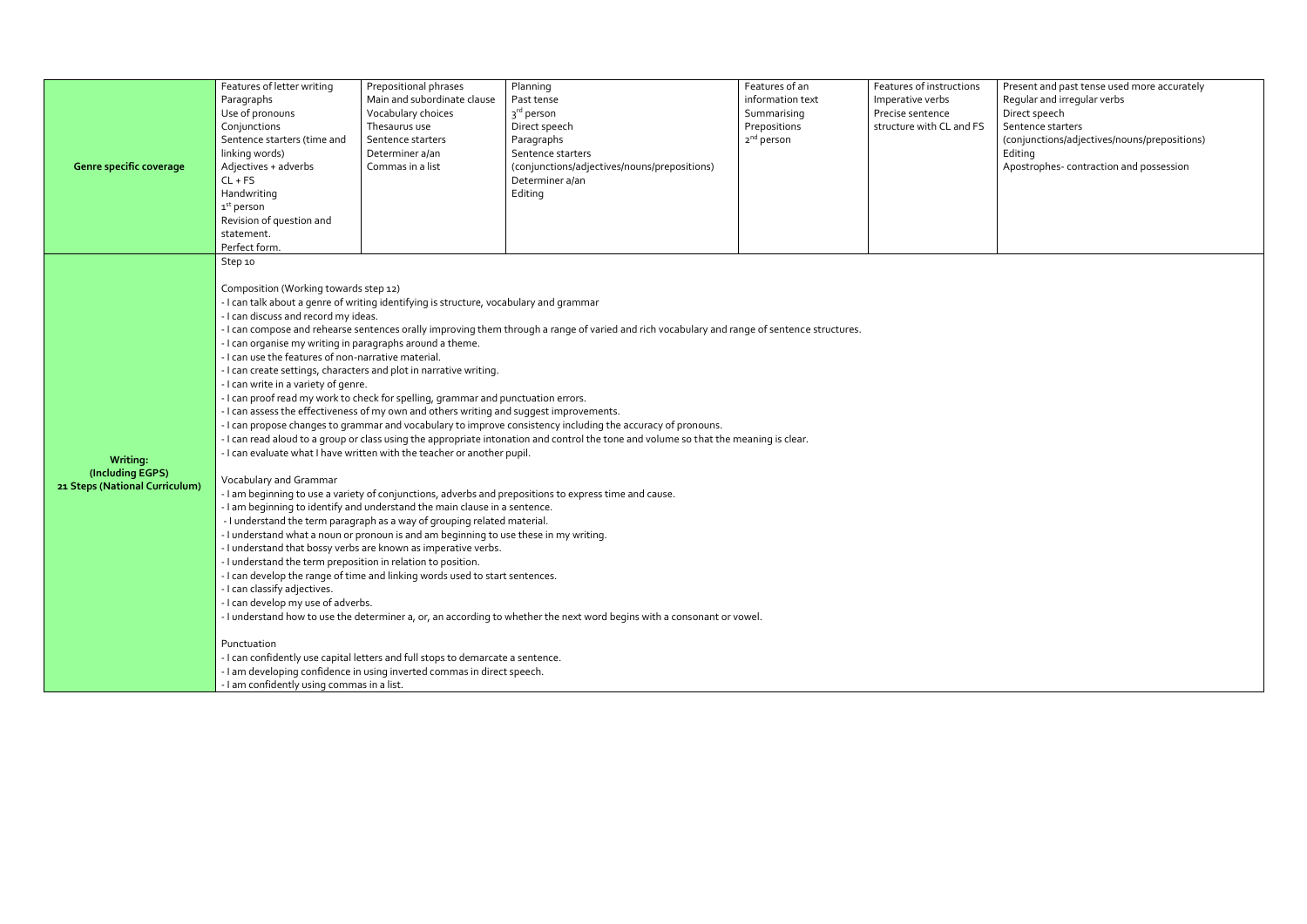| | | | | | | |
|---|---|---|---|---|---|---|
| **Genre specific coverage** | Features of letter writing<br>Paragraphs<br>Use of pronouns<br>Conjunctions<br>Sentence starters (time and linking words)<br>Adjectives + adverbs<br>CL + FS<br>Handwriting<br>1st person<br>Revision of question and statement.<br>Perfect form. | Prepositional phrases<br>Main and subordinate clause<br>Vocabulary choices<br>Thesaurus use<br>Sentence starters<br>Determiner a/an<br>Commas in a list | Planning<br>Past tense<br>3rd person<br>Direct speech<br>Paragraphs<br>Sentence starters<br>(conjunctions/adjectives/nouns/prepositions)<br>Determiner a/an<br>Editing | Features of an information text<br>Summarising<br>Prepositions<br>2nd person | Features of instructions<br>Imperative verbs<br>Precise sentence structure with CL and FS | Present and past tense used more accurately<br>Regular and irregular verbs<br>Direct speech<br>Sentence starters<br>(conjunctions/adjectives/nouns/prepositions)<br>Editing<br>Apostrophes- contraction and possession |
| **Writing: (Including EGPS) 21 Steps (National Curriculum)** | Step 10<br><br>Composition (Working towards step 12)<br>- I can talk about a genre of writing identifying is structure, vocabulary and grammar<br>- I can discuss and record my ideas.<br>- I can compose and rehearse sentences orally improving them through a range of varied and rich vocabulary and range of sentence structures.<br>- I can organise my writing in paragraphs around a theme.<br>- I can use the features of non-narrative material.<br>- I can create settings, characters and plot in narrative writing.<br>- I can write in a variety of genre.<br>- I can proof read my work to check for spelling, grammar and punctuation errors.<br>- I can assess the effectiveness of my own and others writing and suggest improvements.<br>- I can propose changes to grammar and vocabulary to improve consistency including the accuracy of pronouns.<br>- I can read aloud to a group or class using the appropriate intonation and control the tone and volume so that the meaning is clear.<br>- I can evaluate what I have written with the teacher or another pupil.<br><br>Vocabulary and Grammar<br>- I am beginning to use a variety of conjunctions, adverbs and prepositions to express time and cause.<br>- I am beginning to identify and understand the main clause in a sentence.<br>- I understand the term paragraph as a way of grouping related material.<br>- I understand what a noun or pronoun is and am beginning to use these in my writing.<br>- I understand that bossy verbs are known as imperative verbs.<br>- I understand the term preposition in relation to position.<br>- I can develop the range of time and linking words used to start sentences.<br>- I can classify adjectives.<br>- I can develop my use of adverbs.<br>- I understand how to use the determiner a, or, an according to whether the next word begins with a consonant or vowel.<br><br>Punctuation<br>- I can confidently use capital letters and full stops to demarcate a sentence.<br>- I am developing confidence in using inverted commas in direct speech.<br>- I am confidently using commas in a list. | | | | | |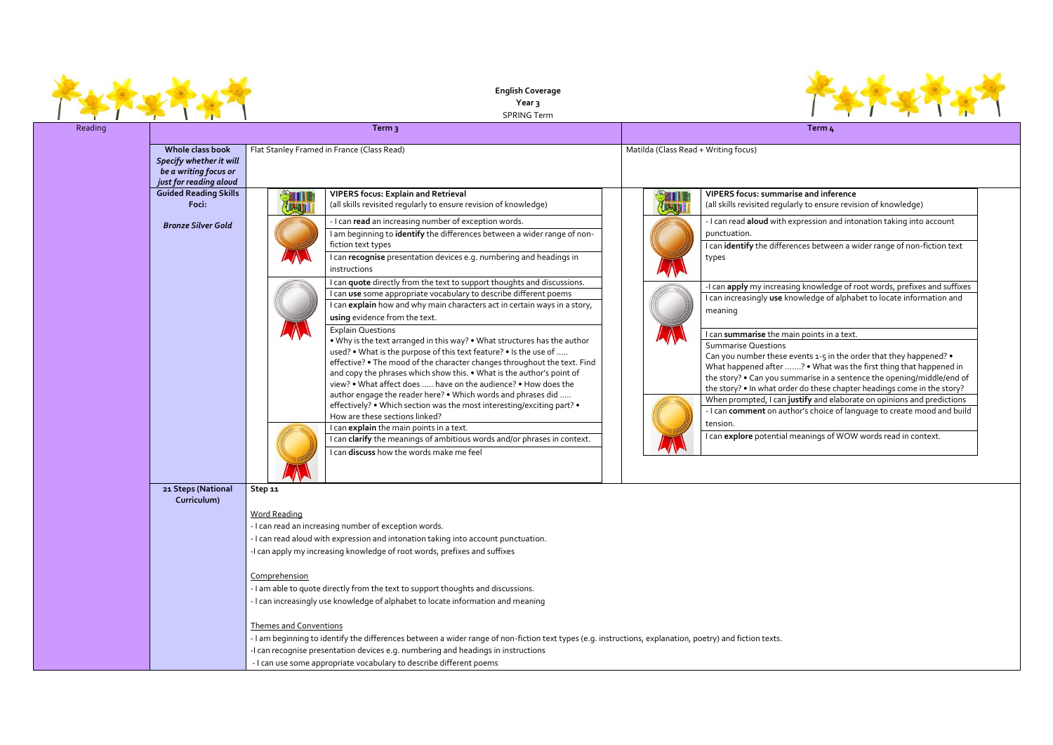**English Coverage**
**Year 3**
SPRING Term

| Reading | | Term 3 | | Term 4 |
|---|---|---|---|---|
| | **Whole class book** *Specify whether it will be a writing focus or just for reading aloud* | Flat Stanley Framed in France (Class Read) | | Matilda (Class Read + Writing focus) |
| | **Guided Reading Skills Foci:** ***Bronze Silver Gold*** | | **VIPERS focus: Explain and Retrieval** (all skills revisited regularly to ensure revision of knowledge) | **VIPERS focus: summarise and inference** (all skills revisited regularly to ensure revision of knowledge) |
| | | Bronze | - I can **read** an increasing number of exception words. I am beginning to **identify** the differences between a wider range of non-fiction text types I can **recognise** presentation devices e.g. numbering and headings in instructions | - I can read **aloud** with expression and intonation taking into account punctuation. I can **identify** the differences between a wider range of non-fiction text types |
| | | Silver | I can **quote** directly from the text to support thoughts and discussions. I can **use** some appropriate vocabulary to describe different poems I can **explain** how and why main characters act in certain ways in a story, **using** evidence from the text. Explain Questions • Why is the text arranged in this way? • What structures has the author used? • What is the purpose of this text feature? • Is the use of ….. effective? • The mood of the character changes throughout the text. Find and copy the phrases which show this. • What is the author's point of view? • What affect does ….. have on the audience? • How does the author engage the reader here? • Which words and phrases did ….. effectively? • Which section was the most interesting/exciting part? • How are these sections linked? | -I can **apply** my increasing knowledge of root words, prefixes and suffixes I can increasingly **use** knowledge of alphabet to locate information and meaning I can **summarise** the main points in a text. Summarise Questions Can you number these events 1-5 in the order that they happened? • What happened after …….? • What was the first thing that happened in the story? • Can you summarise in a sentence the opening/middle/end of the story? • In what order do these chapter headings come in the story? |
| | | Gold | I can **explain** the main points in a text. I can **clarify** the meanings of ambitious words and/or phrases in context. I can **discuss** how the words make me feel | When prompted, I can **justify** and elaborate on opinions and predictions - I can **comment** on author's choice of language to create mood and build tension. I can **explore** potential meanings of WOW words read in context. |
| | **21 Steps (National Curriculum)** | **Step 11**<br><br>Word Reading<br>- I can read an increasing number of exception words.<br>- I can read aloud with expression and intonation taking into account punctuation.<br>-I can apply my increasing knowledge of root words, prefixes and suffixes<br><br>Comprehension<br>- I am able to quote directly from the text to support thoughts and discussions.<br>- I can increasingly use knowledge of alphabet to locate information and meaning<br><br>Themes and Conventions<br>- I am beginning to identify the differences between a wider range of non-fiction text types (e.g. instructions, explanation, poetry) and fiction texts.<br>-I can recognise presentation devices e.g. numbering and headings in instructions<br>- I can use some appropriate vocabulary to describe different poems | | |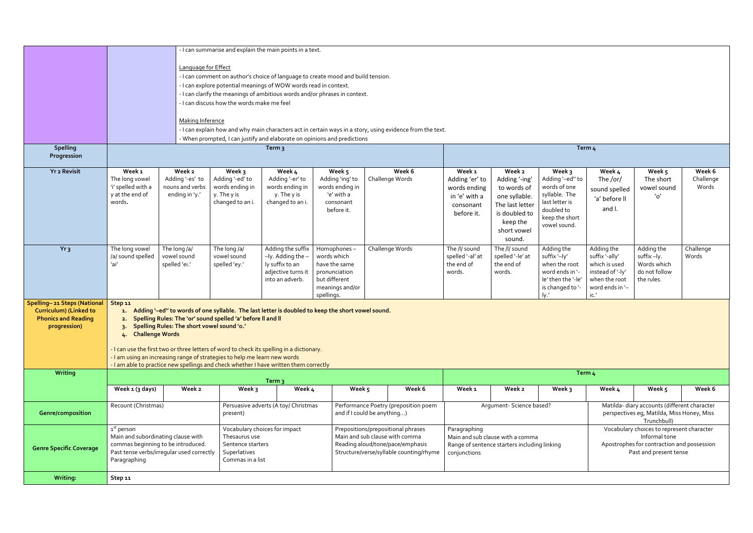| | | | | | | | | | | | | |
|---|---|---|---|---|---|---|---|---|---|---|---|---|
| | - I can summarise and explain the main points in a text.<br><br>Language for Effect<br>- I can comment on author's choice of language to create mood and build tension.<br>- I can explore potential meanings of WOW words read in context.<br>- I can clarify the meanings of ambitious words and/or phrases in context.<br>- I can discuss how the words make me feel<br><br>Making Inference<br>- I can explain how and why main characters act in certain ways in a story, using evidence from the text.<br>- When prompted, I can justify and elaborate on opinions and predictions | | | | | | | | | | | |
| **Spelling Progression** | **Term 3** | | | | | | **Term 4** | | | | | |
| **Yr 2 Revisit** | **Week 1**<br>The long vowel 'i' spelled with a y at the end of words. | **Week 2**<br>Adding '-es' to nouns and verbs ending in 'y.' | **Week 3**<br>Adding '-ed' to words ending in y. The y is changed to an i. | **Week 4**<br>Adding '-er' to words ending in y. The y is changed to an i. | **Week 5**<br>Adding 'ing' to words ending in 'e' with a consonant before it. | **Week 6**<br>Challenge Words | **Week 1**<br>Adding 'er' to words ending in 'e' with a consonant before it. | **Week 2**<br>Adding '-ing' to words of one syllable. The last letter is doubled to keep the short vowel sound. | **Week 3**<br>Adding '–ed'' to words of one syllable. The last letter is doubled to keep the short vowel sound. | **Week 4**<br>The /or/ sound spelled 'a' before ll and l. | **Week 5**<br>The short vowel sound 'o' | **Week 6**<br>Challenge Words |
| **Yr 3** | The long vowel /a/ sound spelled 'ai' | The long /a/ vowel sound spelled 'ei.' | The long /a/ vowel sound spelled 'ey.' | Adding the suffix –ly. Adding the –ly suffix to an adjective turns it into an adverb. | Homophones – words which have the same pronunciation but different meanings and/or spellings. | Challenge Words | The /l/ sound spelled '-al' at the end of words. | The /l/ sound spelled '-le' at the end of words. | Adding the suffix '–ly' when the root word ends in '-le' then the '-le' is changed to '-ly.' | Adding the suffix '-ally' which is used instead of '-ly' when the root word ends in '–ic.' | Adding the suffix –ly. Words which do not follow the rules. | Challenge Words |
| **Spelling– 21 Steps (National Curriculum) (Linked to Phonics and Reading progression)** | **Step 11**<br>1. **Adding '–ed'' to words of one syllable. The last letter is doubled to keep the short vowel sound.**<br>2. **Spelling Rules: The 'or' sound spelled 'a' before ll and ll**<br>3. **Spelling Rules: The short vowel sound 'o.'**<br>4. **Challenge Words**<br><br>- I can use the first two or three letters of word to check its spelling in a dictionary.<br>- I am using an increasing range of strategies to help me learn new words<br>- I am able to practice new spellings and check whether I have written them correctly | | | | | | | | | | | |
| **Writing** | **Term 3** | | | | | | **Term 4** | | | | | |
| | **Week 1 (3 days)** | **Week 2** | **Week 3** | **Week 4** | **Week 5** | **Week 6** | **Week 1** | **Week 2** | **Week 3** | **Week 4** | **Week 5** | **Week 6** |
| **Genre/composition** | Recount (Christmas) | | Persuasive adverts (A toy/ Christmas present) | | Performance Poetry (preposition poem and if I could be anything…) | | Argument- Science based? | | | Matilda- diary accounts (different character perspectives eg, Matilda, Miss Honey, Miss Trunchbull) | | |
| **Genre Specific Coverage** | 1st person<br>Main and subordinating clause with commas beginning to be introduced.<br>Past tense verbs/irregular used correctly<br>Paragraphing | | Vocabulary choices for impact<br>Thesaurus use<br>Sentence starters<br>Superlatives<br>Commas in a list | | Prepositions/prepositional phrases<br>Main and sub clause with comma<br>Reading aloud/tone/pace/emphasis<br>Structure/verse/syllable counting/rhyme | | Paragraphing<br>Main and sub clause with a comma<br>Range of sentence starters including linking conjunctions | | | Vocabulary choices to represent character<br>Informal tone<br>Apostrophes for contraction and possession<br>Past and present tense | | |
| **Writing:** | **Step 11** | | | | | | | | | | | |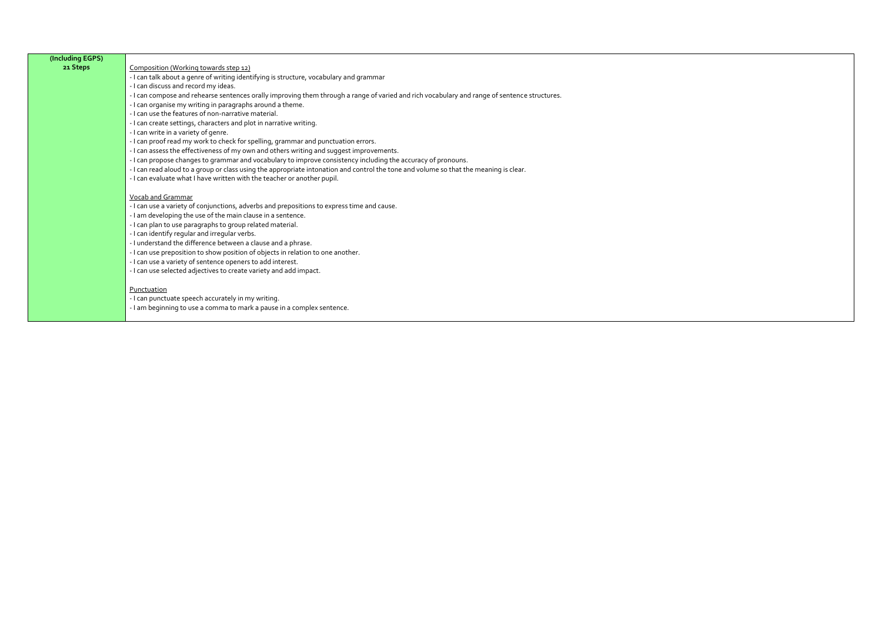| | |
|---|---|
| **(Including EGPS)**<br>**21 Steps** | <u>Composition (Working towards step 12)</u><br>- I can talk about a genre of writing identifying is structure, vocabulary and grammar<br>- I can discuss and record my ideas.<br>- I can compose and rehearse sentences orally improving them through a range of varied and rich vocabulary and range of sentence structures.<br>- I can organise my writing in paragraphs around a theme.<br>- I can use the features of non-narrative material.<br>- I can create settings, characters and plot in narrative writing.<br>- I can write in a variety of genre.<br>- I can proof read my work to check for spelling, grammar and punctuation errors.<br>- I can assess the effectiveness of my own and others writing and suggest improvements.<br>- I can propose changes to grammar and vocabulary to improve consistency including the accuracy of pronouns.<br>- I can read aloud to a group or class using the appropriate intonation and control the tone and volume so that the meaning is clear.<br>- I can evaluate what I have written with the teacher or another pupil.<br><br><u>Vocab and Grammar</u><br>- I can use a variety of conjunctions, adverbs and prepositions to express time and cause.<br>- I am developing the use of the main clause in a sentence.<br>- I can plan to use paragraphs to group related material.<br>- I can identify regular and irregular verbs.<br>- I understand the difference between a clause and a phrase.<br>- I can use preposition to show position of objects in relation to one another.<br>- I can use a variety of sentence openers to add interest.<br>- I can use selected adjectives to create variety and add impact.<br><br><u>Punctuation</u><br>- I can punctuate speech accurately in my writing.<br>- I am beginning to use a comma to mark a pause in a complex sentence. |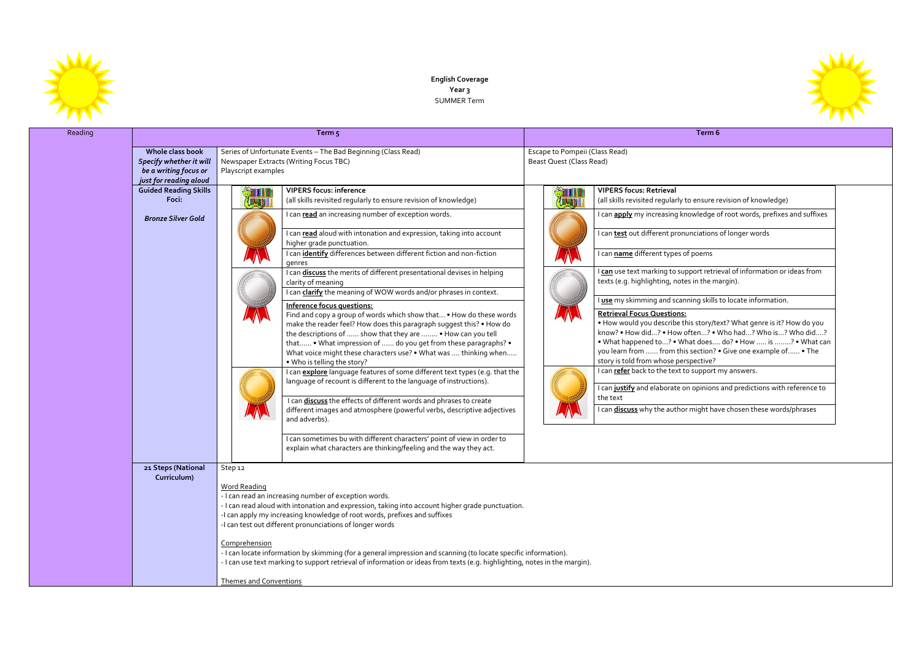**English Coverage**
**Year 3**
SUMMER Term

| Reading | | Term 5 | | Term 6 | |
|---|---|---|---|---|---|
| | **Whole class book** *Specify whether it will be a writing focus or just for reading aloud* | Series of Unfortunate Events – The Bad Beginning (Class Read)<br>Newspaper Extracts (Writing Focus TBC)<br>Playscript examples | | Escape to Pompeii (Class Read)<br>Beast Quest (Class Read) | |
| | **Guided Reading Skills Foci:**<br><br>***Bronze Silver Gold*** | | **VIPERS focus: inference**<br>(all skills revisited regularly to ensure revision of knowledge) | | **VIPERS focus: Retrieval**<br>(all skills revisited regularly to ensure revision of knowledge) |
| | | Bronze | I can **read** an increasing number of exception words. | Bronze | I can **apply** my increasing knowledge of root words, prefixes and suffixes |
| | | | I can **read** aloud with intonation and expression, taking into account higher grade punctuation. | | I can **test** out different pronunciations of longer words |
| | | | I can **identify** differences between different fiction and non-fiction genres | | I can **name** different types of poems |
| | | Silver | I can **discuss** the merits of different presentational devises in helping clarity of meaning | Silver | I **can** use text marking to support retrieval of information or ideas from texts (e.g. highlighting, notes in the margin). |
| | | | I can **clarify** the meaning of WOW words and/or phrases in context. | | I **use** my skimming and scanning skills to locate information. |
| | | | **Inference focus questions:**<br>Find and copy a group of words which show that… • How do these words make the reader feel? How does this paragraph suggest this? • How do the descriptions of …… show that they are …….. • How can you tell that…… • What impression of …… do you get from these paragraphs? • What voice might these characters use? • What was …. thinking when….. • Who is telling the story? | | **Retrieval Focus Questions:**<br>• How would you describe this story/text? What genre is it? How do you know? • How did…? • How often…? • Who had…? Who is…? Who did….? • What happened to…? • What does…. do? • How ….. is ……..? • What can you learn from …… from this section? • Give one example of…… • The story is told from whose perspective? |
| | | Gold | I can **explore** language features of some different text types (e.g. that the language of recount is different to the language of instructions). | Gold | I can **refer** back to the text to support my answers. |
| | | | I can **discuss** the effects of different words and phrases to create different images and atmosphere (powerful verbs, descriptive adjectives and adverbs). | | I can **justify** and elaborate on opinions and predictions with reference to the text |
| | | | I can sometimes bu with different characters' point of view in order to explain what characters are thinking/feeling and the way they act. | | I can **discuss** why the author might have chosen these words/phrases |
| | **21 Steps (National Curriculum)** | Step 12<br><br>Word Reading<br>- I can read an increasing number of exception words.<br>- I can read aloud with intonation and expression, taking into account higher grade punctuation.<br>-I can apply my increasing knowledge of root words, prefixes and suffixes<br>-I can test out different pronunciations of longer words<br><br>Comprehension<br>- I can locate information by skimming (for a general impression and scanning (to locate specific information).<br>- I can use text marking to support retrieval of information or ideas from texts (e.g. highlighting, notes in the margin).<br><br>Themes and Conventions | | | |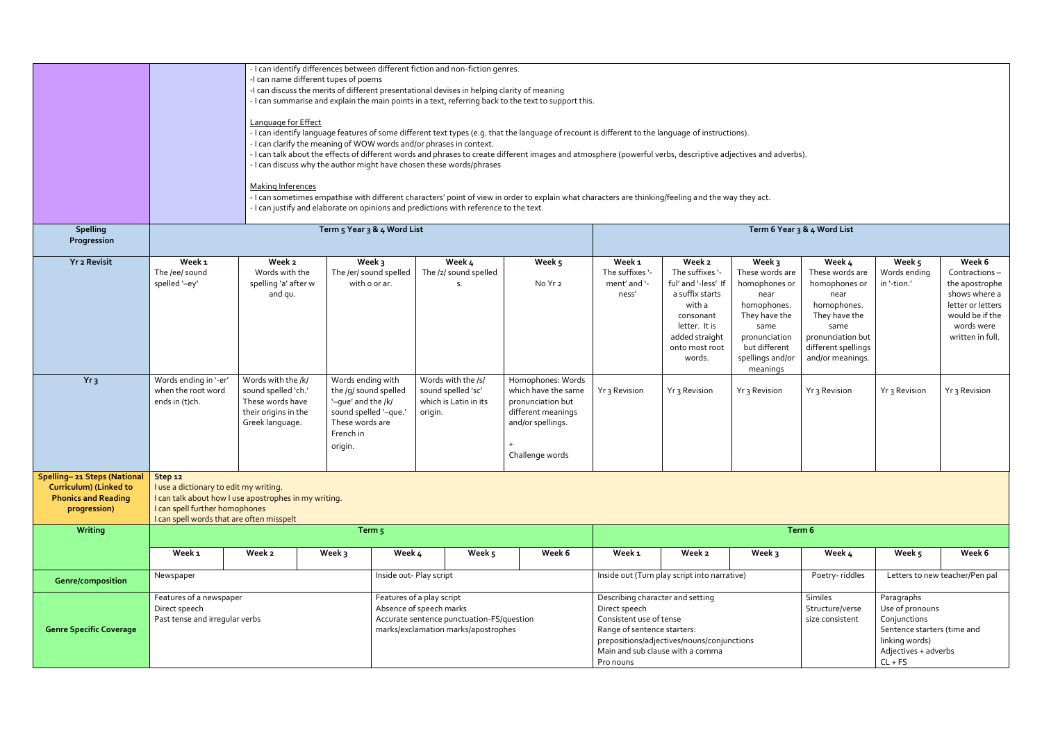| | | |
|---|---|---|
| | | - I can identify differences between different fiction and non-fiction genres.<br>-I can name different tupes of poems<br>-I can discuss the merits of different presentational devises in helping clarity of meaning<br>- I can summarise and explain the main points in a text, referring back to the text to support this.<br><br>Language for Effect<br>- I can identify language features of some different text types (e.g. that the language of recount is different to the language of instructions).<br>- I can clarify the meaning of WOW words and/or phrases in context.<br>- I can talk about the effects of different words and phrases to create different images and atmosphere (powerful verbs, descriptive adjectives and adverbs).<br>- I can discuss why the author might have chosen these words/phrases<br><br>Making Inferences<br>- I can sometimes empathise with different characters' point of view in order to explain what characters are thinking/feeling and the way they act.<br>- I can justify and elaborate on opinions and predictions with reference to the text. |

| Spelling Progression | Term 5 Year 3 & 4 Word List | | | | | Term 6 Year 3 & 4 Word List | | | | | |
|---|---|---|---|---|---|---|---|---|---|---|---|
| Yr 2 Revisit | Week 1<br>The /ee/ sound spelled '–ey' | Week 2<br>Words with the spelling 'a' after w and qu. | Week 3<br>The /er/ sound spelled with o or ar. | Week 4<br>The /z/ sound spelled s. | Week 5<br>No Yr 2 | Week 1<br>The suffixes '-ment' and '-ness' | Week 2<br>The suffixes '-ful' and '-less' If a suffix starts with a consonant letter. It is added straight onto most root words. | Week 3<br>These words are homophones or near homophones. They have the same pronunciation but different spellings and/or meanings | Week 4<br>These words are homophones or near homophones. They have the same pronunciation but different spellings and/or meanings. | Week 5<br>Words ending in '-tion.' | Week 6<br>Contractions – the apostrophe shows where a letter or letters would be if the words were written in full. |
| Yr 3 | Words ending in '-er' when the root word ends in (t)ch. | Words with the /k/ sound spelled 'ch.' These words have their origins in the Greek language. | Words ending with the /g/ sound spelled '–gue' and the /k/ sound spelled '–que.' These words are French in origin. | Words with the /s/ sound spelled 'sc' which is Latin in its origin. | Homophones: Words which have the same pronunciation but different meanings and/or spellings.<br><br>+<br>Challenge words | Yr 3 Revision | Yr 3 Revision | Yr 3 Revision | Yr 3 Revision | Yr 3 Revision | Yr 3 Revision |
| Spelling– 21 Steps (National Curriculum) (Linked to Phonics and Reading progression) | Step 12<br>I use a dictionary to edit my writing.<br>I can talk about how I use apostrophes in my writing.<br>I can spell further homophones<br>I can spell words that are often misspelt | | | | | | | | | | |

| Writing | Term 5 | | | | | | Term 6 | | | | | |
|---|---|---|---|---|---|---|---|---|---|---|---|---|
| | Week 1 | Week 2 | Week 3 | Week 4 | Week 5 | Week 6 | Week 1 | Week 2 | Week 3 | Week 4 | Week 5 | Week 6 |
| Genre/composition | Newspaper | | | Inside out- Play script | | | Inside out (Turn play script into narrative) | | | Poetry- riddles | Letters to new teacher/Pen pal | |
| Genre Specific Coverage | Features of a newspaper<br>Direct speech<br>Past tense and irregular verbs | | | Features of a play script<br>Absence of speech marks<br>Accurate sentence punctuation-FS/question marks/exclamation marks/apostrophes | | | Describing character and setting<br>Direct speech<br>Consistent use of tense<br>Range of sentence starters:<br>prepositions/adjectives/nouns/conjunctions<br>Main and sub clause with a comma<br>Pro nouns | | | Similes<br>Structure/verse size consistent | Paragraphs<br>Use of pronouns<br>Conjunctions<br>Sentence starters (time and linking words)<br>Adjectives + adverbs<br>CL + FS | |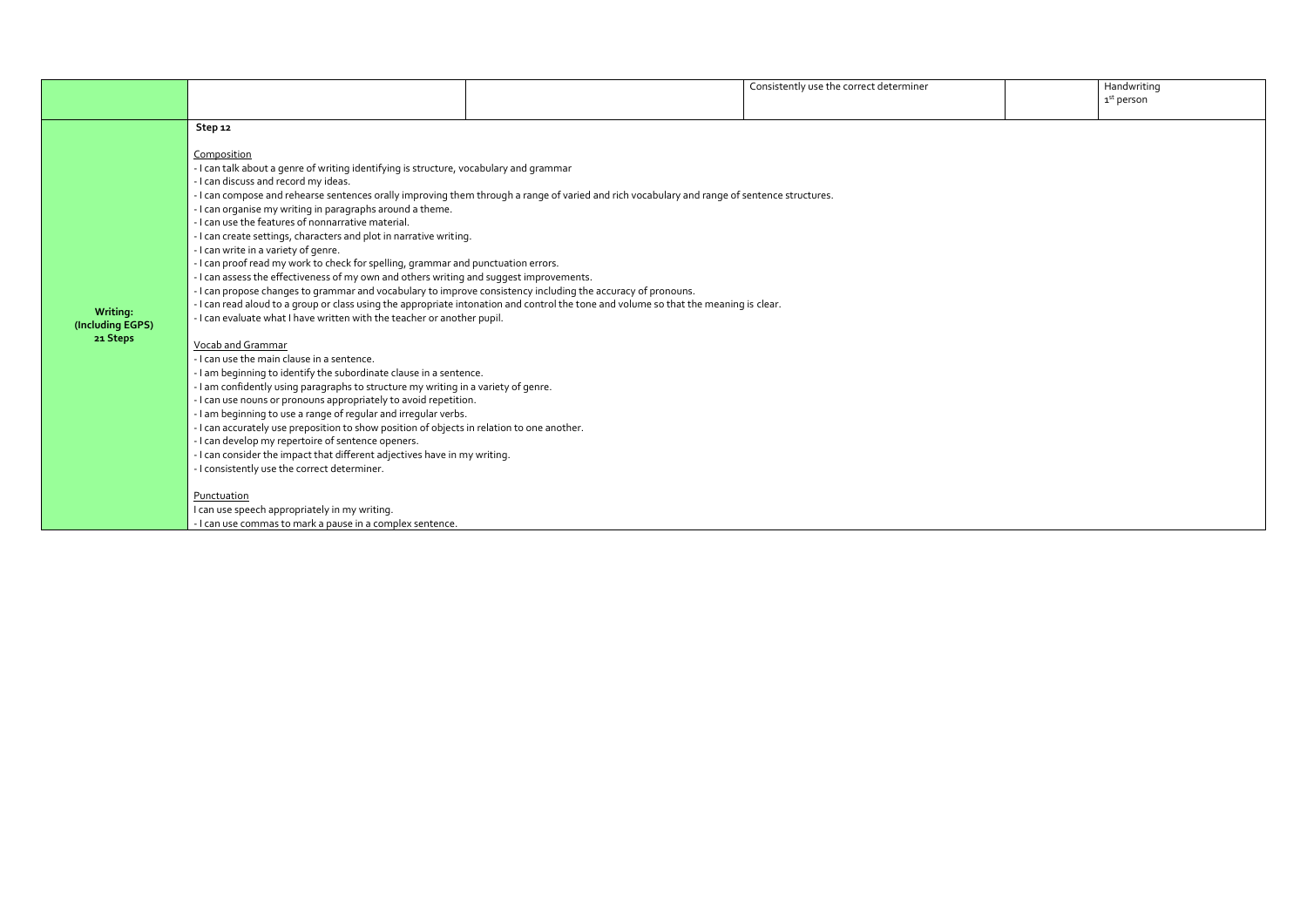| | | | | | |
|---|---|---|---|---|---|
| | | | Consistently use the correct determiner | | Handwriting<br>1st person |
| **Writing: (Including EGPS) 21 Steps** | **Step 12**<br><br>Composition<br>- I can talk about a genre of writing identifying is structure, vocabulary and grammar<br>- I can discuss and record my ideas.<br>- I can compose and rehearse sentences orally improving them through a range of varied and rich vocabulary and range of sentence structures.<br>- I can organise my writing in paragraphs around a theme.<br>- I can use the features of nonnarrative material.<br>- I can create settings, characters and plot in narrative writing.<br>- I can write in a variety of genre.<br>- I can proof read my work to check for spelling, grammar and punctuation errors.<br>- I can assess the effectiveness of my own and others writing and suggest improvements.<br>- I can propose changes to grammar and vocabulary to improve consistency including the accuracy of pronouns.<br>- I can read aloud to a group or class using the appropriate intonation and control the tone and volume so that the meaning is clear.<br>- I can evaluate what I have written with the teacher or another pupil.<br><br>Vocab and Grammar<br>- I can use the main clause in a sentence.<br>- I am beginning to identify the subordinate clause in a sentence.<br>- I am confidently using paragraphs to structure my writing in a variety of genre.<br>- I can use nouns or pronouns appropriately to avoid repetition.<br>- I am beginning to use a range of regular and irregular verbs.<br>- I can accurately use preposition to show position of objects in relation to one another.<br>- I can develop my repertoire of sentence openers.<br>- I can consider the impact that different adjectives have in my writing.<br>- I consistently use the correct determiner.<br><br>Punctuation<br>I can use speech appropriately in my writing.<br>- I can use commas to mark a pause in a complex sentence. | | | | |